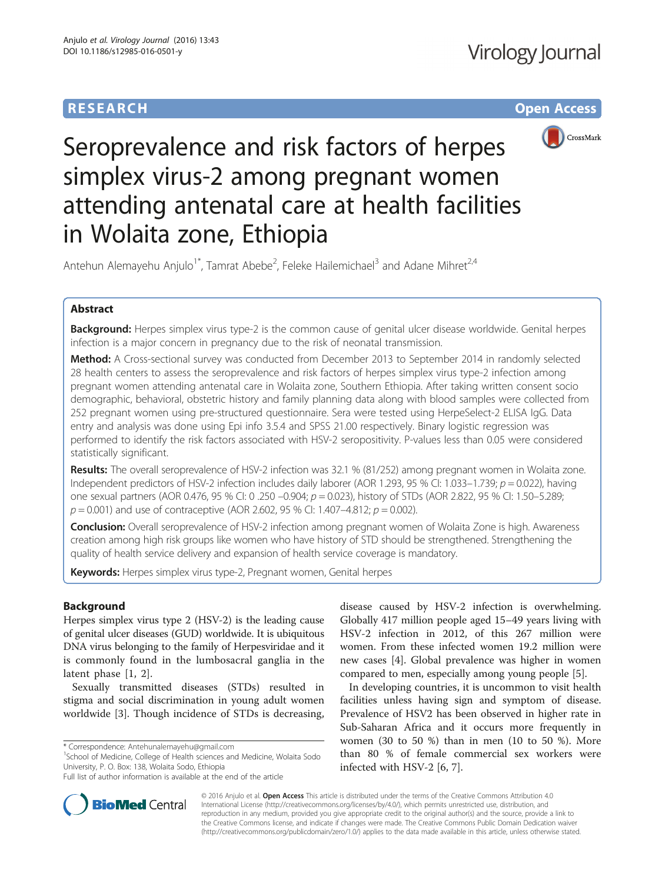RESEARCH Open Access

# Seroprevalence and risk factors of herpes simplex virus-2 among pregnant women attending antenatal care at health facilities in Wolaita zone, Ethiopia

Antehun Alemayehu Anjulo[1*], Tamrat Abebe[2], Feleke Hailemichael[3] and Adane Mihret[2,4]

## Abstract

**Background:** Herpes simplex virus type-2 is the common cause of genital ulcer disease worldwide. Genital herpes infection is a major concern in pregnancy due to the risk of neonatal transmission.

**Method:** A Cross-sectional survey was conducted from December 2013 to September 2014 in randomly selected 28 health centers to assess the seroprevalence and risk factors of herpes simplex virus type-2 infection among pregnant women attending antenatal care in Wolaita zone, Southern Ethiopia. After taking written consent socio demographic, behavioral, obstetric history and family planning data along with blood samples were collected from 252 pregnant women using pre-structured questionnaire. Sera were tested using HerpeSelect-2 ELISA IgG. Data entry and analysis was done using Epi info 3.5.4 and SPSS 21.00 respectively. Binary logistic regression was performed to identify the risk factors associated with HSV-2 seropositivity. P-values less than 0.05 were considered statistically significant.

**Results:** The overall seroprevalence of HSV-2 infection was 32.1 % (81/252) among pregnant women in Wolaita zone. Independent predictors of HSV-2 infection includes daily laborer (AOR 1.293, 95 % CI: 1.033–1.739; $p = 0.022$), having one sexual partners (AOR 0.476, 95 % CI: 0 .250 –0.904; $p = 0.023$), history of STDs (AOR 2.822, 95 % CI: 1.50–5.289; $p = 0.001$) and use of contraceptive (AOR 2.602, 95 % CI: 1.407–4.812; $p = 0.002$).

**Conclusion:** Overall seroprevalence of HSV-2 infection among pregnant women of Wolaita Zone is high. Awareness creation among high risk groups like women who have history of STD should be strengthened. Strengthening the quality of health service delivery and expansion of health service coverage is mandatory.

**Keywords:** Herpes simplex virus type-2, Pregnant women, Genital herpes

## Background

Herpes simplex virus type 2 (HSV-2) is the leading cause of genital ulcer diseases (GUD) worldwide. It is ubiquitous DNA virus belonging to the family of Herpesviridae and it is commonly found in the lumbosacral ganglia in the latent phase [1, 2].

Sexually transmitted diseases (STDs) resulted in stigma and social discrimination in young adult women worldwide [3]. Though incidence of STDs is decreasing, disease caused by HSV-2 infection is overwhelming. Globally 417 million people aged 15–49 years living with HSV-2 infection in 2012, of this 267 million were women. From these infected women 19.2 million were new cases [4]. Global prevalence was higher in women compared to men, especially among young people [5].

In developing countries, it is uncommon to visit health facilities unless having sign and symptom of disease. Prevalence of HSV2 has been observed in higher rate in Sub-Saharan Africa and it occurs more frequently in women (30 to 50 %) than in men (10 to 50 %). More than 80 % of female commercial sex workers were infected with HSV-2 [6, 7].

* Correspondence: Antehunalemayehu@gmail.com
[1]School of Medicine, College of Health sciences and Medicine, Wolaita Sodo University, P. O. Box: 138, Wolaita Sodo, Ethiopia
Full list of author information is available at the end of the article

© 2016 Anjulo et al. **Open Access** This article is distributed under the terms of the Creative Commons Attribution 4.0 International License (http://creativecommons.org/licenses/by/4.0/), which permits unrestricted use, distribution, and reproduction in any medium, provided you give appropriate credit to the original author(s) and the source, provide a link to the Creative Commons license, and indicate if changes were made. The Creative Commons Public Domain Dedication waiver (http://creativecommons.org/publicdomain/zero/1.0/) applies to the data made available in this article, unless otherwise stated.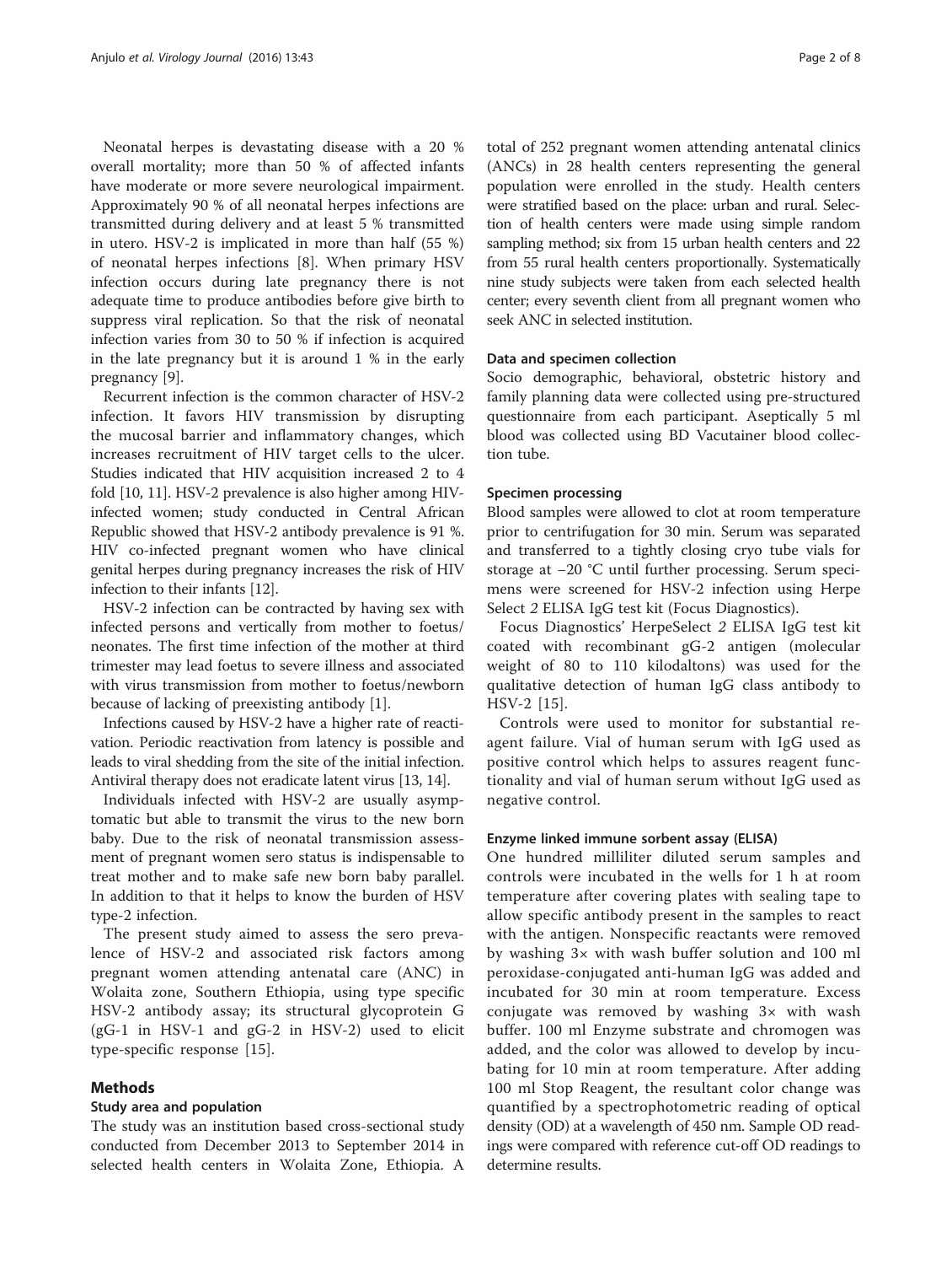Neonatal herpes is devastating disease with a 20 % overall mortality; more than 50 % of affected infants have moderate or more severe neurological impairment. Approximately 90 % of all neonatal herpes infections are transmitted during delivery and at least 5 % transmitted in utero. HSV-2 is implicated in more than half (55 %) of neonatal herpes infections [8]. When primary HSV infection occurs during late pregnancy there is not adequate time to produce antibodies before give birth to suppress viral replication. So that the risk of neonatal infection varies from 30 to 50 % if infection is acquired in the late pregnancy but it is around 1 % in the early pregnancy [9].

Recurrent infection is the common character of HSV-2 infection. It favors HIV transmission by disrupting the mucosal barrier and inflammatory changes, which increases recruitment of HIV target cells to the ulcer. Studies indicated that HIV acquisition increased 2 to 4 fold [10, 11]. HSV-2 prevalence is also higher among HIV-infected women; study conducted in Central African Republic showed that HSV-2 antibody prevalence is 91 %. HIV co-infected pregnant women who have clinical genital herpes during pregnancy increases the risk of HIV infection to their infants [12].

HSV-2 infection can be contracted by having sex with infected persons and vertically from mother to foetus/neonates. The first time infection of the mother at third trimester may lead foetus to severe illness and associated with virus transmission from mother to foetus/newborn because of lacking of preexisting antibody [1].

Infections caused by HSV-2 have a higher rate of reactivation. Periodic reactivation from latency is possible and leads to viral shedding from the site of the initial infection. Antiviral therapy does not eradicate latent virus [13, 14].

Individuals infected with HSV-2 are usually asymptomatic but able to transmit the virus to the new born baby. Due to the risk of neonatal transmission assessment of pregnant women sero status is indispensable to treat mother and to make safe new born baby parallel. In addition to that it helps to know the burden of HSV type-2 infection.

The present study aimed to assess the sero prevalence of HSV-2 and associated risk factors among pregnant women attending antenatal care (ANC) in Wolaita zone, Southern Ethiopia, using type specific HSV-2 antibody assay; its structural glycoprotein G (gG-1 in HSV-1 and gG-2 in HSV-2) used to elicit type-specific response [15].

## Methods

### Study area and population

The study was an institution based cross-sectional study conducted from December 2013 to September 2014 in selected health centers in Wolaita Zone, Ethiopia. A total of 252 pregnant women attending antenatal clinics (ANCs) in 28 health centers representing the general population were enrolled in the study. Health centers were stratified based on the place: urban and rural. Selection of health centers were made using simple random sampling method; six from 15 urban health centers and 22 from 55 rural health centers proportionally. Systematically nine study subjects were taken from each selected health center; every seventh client from all pregnant women who seek ANC in selected institution.

### Data and specimen collection

Socio demographic, behavioral, obstetric history and family planning data were collected using pre-structured questionnaire from each participant. Aseptically 5 ml blood was collected using BD Vacutainer blood collection tube.

### Specimen processing

Blood samples were allowed to clot at room temperature prior to centrifugation for 30 min. Serum was separated and transferred to a tightly closing cryo tube vials for storage at −20 °C until further processing. Serum specimens were screened for HSV-2 infection using Herpe Select *2* ELISA IgG test kit (Focus Diagnostics).

Focus Diagnostics' HerpeSelect *2* ELISA IgG test kit coated with recombinant gG-2 antigen (molecular weight of 80 to 110 kilodaltons) was used for the qualitative detection of human IgG class antibody to HSV-2 [15].

Controls were used to monitor for substantial reagent failure. Vial of human serum with IgG used as positive control which helps to assures reagent functionality and vial of human serum without IgG used as negative control.

### Enzyme linked immune sorbent assay (ELISA)

One hundred milliliter diluted serum samples and controls were incubated in the wells for 1 h at room temperature after covering plates with sealing tape to allow specific antibody present in the samples to react with the antigen. Nonspecific reactants were removed by washing 3× with wash buffer solution and 100 ml peroxidase-conjugated anti-human IgG was added and incubated for 30 min at room temperature. Excess conjugate was removed by washing 3× with wash buffer. 100 ml Enzyme substrate and chromogen was added, and the color was allowed to develop by incubating for 10 min at room temperature. After adding 100 ml Stop Reagent, the resultant color change was quantified by a spectrophotometric reading of optical density (OD) at a wavelength of 450 nm. Sample OD readings were compared with reference cut-off OD readings to determine results.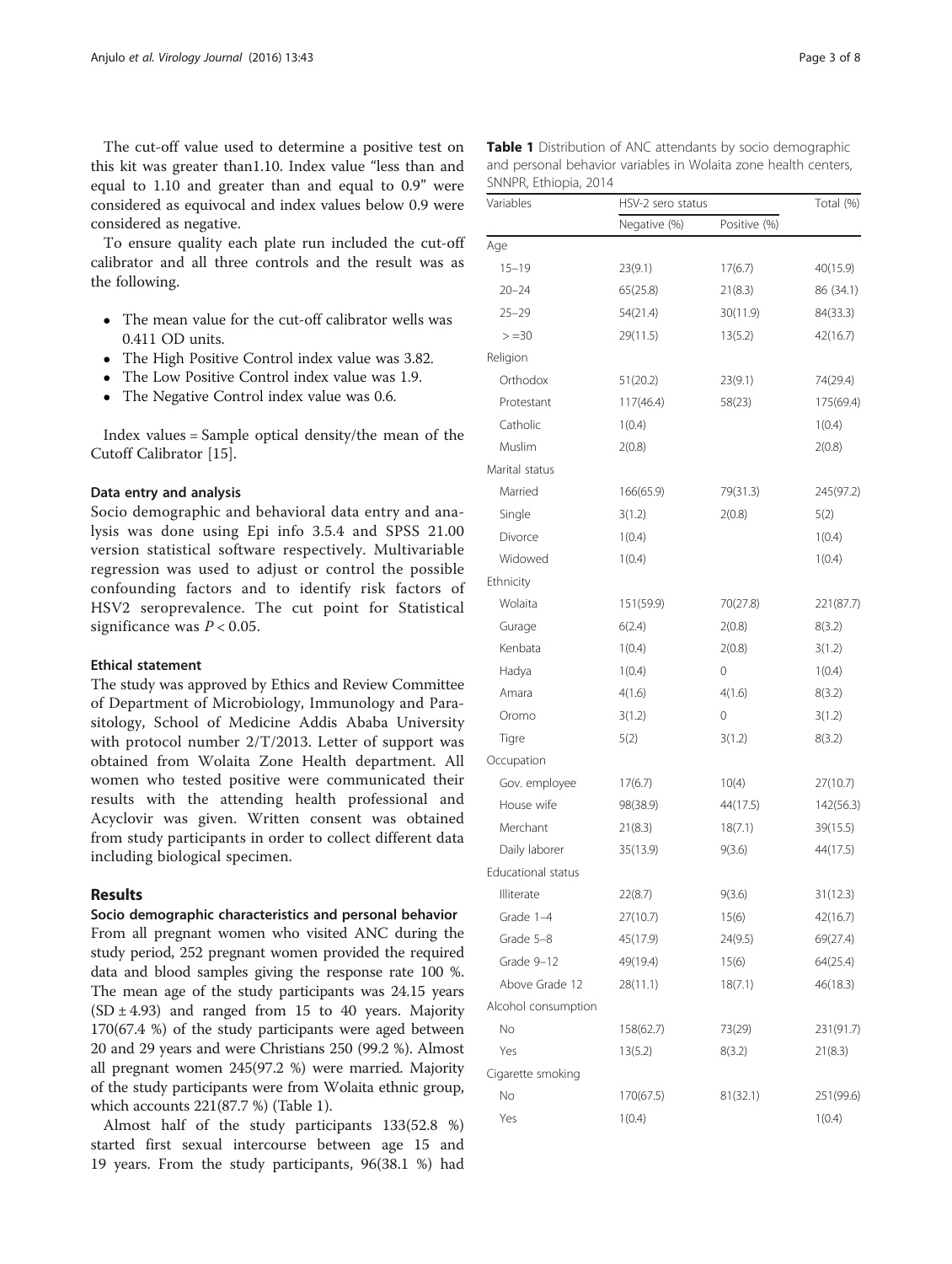The cut-off value used to determine a positive test on this kit was greater than1.10. Index value "less than and equal to 1.10 and greater than and equal to 0.9" were considered as equivocal and index values below 0.9 were considered as negative.

To ensure quality each plate run included the cut-off calibrator and all three controls and the result was as the following.

- The mean value for the cut-off calibrator wells was 0.411 OD units.
- The High Positive Control index value was 3.82.
- The Low Positive Control index value was 1.9.
- The Negative Control index value was 0.6.

Index values = Sample optical density/the mean of the Cutoff Calibrator [15].

#### Data entry and analysis

Socio demographic and behavioral data entry and analysis was done using Epi info 3.5.4 and SPSS 21.00 version statistical software respectively. Multivariable regression was used to adjust or control the possible confounding factors and to identify risk factors of HSV2 seroprevalence. The cut point for Statistical significance was $P < 0.05$.

#### Ethical statement

The study was approved by Ethics and Review Committee of Department of Microbiology, Immunology and Parasitology, School of Medicine Addis Ababa University with protocol number 2/T/2013. Letter of support was obtained from Wolaita Zone Health department. All women who tested positive were communicated their results with the attending health professional and Acyclovir was given. Written consent was obtained from study participants in order to collect different data including biological specimen.

## Results

#### Socio demographic characteristics and personal behavior

From all pregnant women who visited ANC during the study period, 252 pregnant women provided the required data and blood samples giving the response rate 100 %. The mean age of the study participants was 24.15 years (SD ± 4.93) and ranged from 15 to 40 years. Majority 170(67.4 %) of the study participants were aged between 20 and 29 years and were Christians 250 (99.2 %). Almost all pregnant women 245(97.2 %) were married. Majority of the study participants were from Wolaita ethnic group, which accounts 221(87.7 %) (Table 1).

Almost half of the study participants 133(52.8 %) started first sexual intercourse between age 15 and 19 years. From the study participants, 96(38.1 %) had

**Table 1** Distribution of ANC attendants by socio demographic and personal behavior variables in Wolaita zone health centers, SNNPR, Ethiopia, 2014

| Variables | HSV-2 sero status | | Total (%) |
|---|---|---|---|
| | Negative (%) | Positive (%) | |
| Age | | | |
| 15–19 | 23(9.1) | 17(6.7) | 40(15.9) |
| 20–24 | 65(25.8) | 21(8.3) | 86 (34.1) |
| 25–29 | 54(21.4) | 30(11.9) | 84(33.3) |
| > =30 | 29(11.5) | 13(5.2) | 42(16.7) |
| Religion | | | |
| Orthodox | 51(20.2) | 23(9.1) | 74(29.4) |
| Protestant | 117(46.4) | 58(23) | 175(69.4) |
| Catholic | 1(0.4) | | 1(0.4) |
| Muslim | 2(0.8) | | 2(0.8) |
| Marital status | | | |
| Married | 166(65.9) | 79(31.3) | 245(97.2) |
| Single | 3(1.2) | 2(0.8) | 5(2) |
| Divorce | 1(0.4) | | 1(0.4) |
| Widowed | 1(0.4) | | 1(0.4) |
| Ethnicity | | | |
| Wolaita | 151(59.9) | 70(27.8) | 221(87.7) |
| Gurage | 6(2.4) | 2(0.8) | 8(3.2) |
| Kenbata | 1(0.4) | 2(0.8) | 3(1.2) |
| Hadya | 1(0.4) | 0 | 1(0.4) |
| Amara | 4(1.6) | 4(1.6) | 8(3.2) |
| Oromo | 3(1.2) | 0 | 3(1.2) |
| Tigre | 5(2) | 3(1.2) | 8(3.2) |
| Occupation | | | |
| Gov. employee | 17(6.7) | 10(4) | 27(10.7) |
| House wife | 98(38.9) | 44(17.5) | 142(56.3) |
| Merchant | 21(8.3) | 18(7.1) | 39(15.5) |
| Daily laborer | 35(13.9) | 9(3.6) | 44(17.5) |
| Educational status | | | |
| Illiterate | 22(8.7) | 9(3.6) | 31(12.3) |
| Grade 1–4 | 27(10.7) | 15(6) | 42(16.7) |
| Grade 5–8 | 45(17.9) | 24(9.5) | 69(27.4) |
| Grade 9–12 | 49(19.4) | 15(6) | 64(25.4) |
| Above Grade 12 | 28(11.1) | 18(7.1) | 46(18.3) |
| Alcohol consumption | | | |
| No | 158(62.7) | 73(29) | 231(91.7) |
| Yes | 13(5.2) | 8(3.2) | 21(8.3) |
| Cigarette smoking | | | |
| No | 170(67.5) | 81(32.1) | 251(99.6) |
| Yes | 1(0.4) | | 1(0.4) |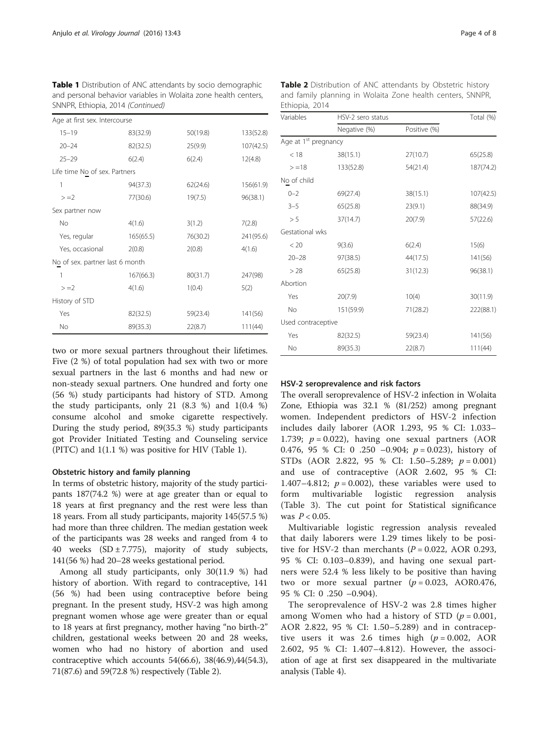**Table 1** Distribution of ANC attendants by socio demographic and personal behavior variables in Wolaita zone health centers, SNNPR, Ethiopia, 2014 *(Continued)*

| | | | |
|---|---|---|---|
| Age at first sex. Intercourse | | | |
| 15–19 | 83(32.9) | 50(19.8) | 133(52.8) |
| 20–24 | 82(32.5) | 25(9.9) | 107(42.5) |
| 25–29 | 6(2.4) | 6(2.4) | 12(4.8) |
| Life time No of sex. Partners | | | |
| 1 | 94(37.3) | 62(24.6) | 156(61.9) |
| > =2 | 77(30.6) | 19(7.5) | 96(38.1) |
| Sex partner now | | | |
| No | 4(1.6) | 3(1.2) | 7(2.8) |
| Yes, regular | 165(65.5) | 76(30.2) | 241(95.6) |
| Yes, occasional | 2(0.8) | 2(0.8) | 4(1.6) |
| No of sex. partner last 6 month | | | |
| 1 | 167(66.3) | 80(31.7) | 247(98) |
| > =2 | 4(1.6) | 1(0.4) | 5(2) |
| History of STD | | | |
| Yes | 82(32.5) | 59(23.4) | 141(56) |
| No | 89(35.3) | 22(8.7) | 111(44) |

two or more sexual partners throughout their lifetimes. Five (2 %) of total population had sex with two or more sexual partners in the last 6 months and had new or non-steady sexual partners. One hundred and forty one (56 %) study participants had history of STD. Among the study participants, only 21 (8.3 %) and 1(0.4 %) consume alcohol and smoke cigarette respectively. During the study period, 89(35.3 %) study participants got Provider Initiated Testing and Counseling service (PITC) and 1(1.1 %) was positive for HIV (Table 1).

### Obstetric history and family planning

In terms of obstetric history, majority of the study participants 187(74.2 %) were at age greater than or equal to 18 years at first pregnancy and the rest were less than 18 years. From all study participants, majority 145(57.5 %) had more than three children. The median gestation week of the participants was 28 weeks and ranged from 4 to 40 weeks (SD ± 7.775), majority of study subjects, 141(56 %) had 20–28 weeks gestational period.

Among all study participants, only 30(11.9 %) had history of abortion. With regard to contraceptive, 141 (56 %) had been using contraceptive before being pregnant. In the present study, HSV-2 was high among pregnant women whose age were greater than or equal to 18 years at first pregnancy, mother having "no birth-2" children, gestational weeks between 20 and 28 weeks, women who had no history of abortion and used contraceptive which accounts 54(66.6), 38(46.9),44(54.3), 71(87.6) and 59(72.8 %) respectively (Table 2).

**Table 2** Distribution of ANC attendants by Obstetric history and family planning in Wolaita Zone health centers, SNNPR, Ethiopia, 2014

| Variables | HSV-2 sero status | | Total (%) |
|---|---|---|---|
| | Negative (%) | Positive (%) | |
| Age at 1st pregnancy | | | |
| < 18 | 38(15.1) | 27(10.7) | 65(25.8) |
| > =18 | 133(52.8) | 54(21.4) | 187(74.2) |
| No of child | | | |
| 0–2 | 69(27.4) | 38(15.1) | 107(42.5) |
| 3–5 | 65(25.8) | 23(9.1) | 88(34.9) |
| > 5 | 37(14.7) | 20(7.9) | 57(22.6) |
| Gestational wks | | | |
| < 20 | 9(3.6) | 6(2.4) | 15(6) |
| 20–28 | 97(38.5) | 44(17.5) | 141(56) |
| > 28 | 65(25.8) | 31(12.3) | 96(38.1) |
| Abortion | | | |
| Yes | 20(7.9) | 10(4) | 30(11.9) |
| No | 151(59.9) | 71(28.2) | 222(88.1) |
| Used contraceptive | | | |
| Yes | 82(32.5) | 59(23.4) | 141(56) |
| No | 89(35.3) | 22(8.7) | 111(44) |

### HSV-2 seroprevalence and risk factors

The overall seroprevalence of HSV-2 infection in Wolaita Zone, Ethiopia was 32.1 % (81/252) among pregnant women. Independent predictors of HSV-2 infection includes daily laborer (AOR 1.293, 95 % CI: 1.033–1.739; $p = 0.022$), having one sexual partners (AOR 0.476, 95 % CI: 0 .250 –0.904; $p = 0.023$), history of STDs (AOR 2.822, 95 % CI: 1.50–5.289; $p = 0.001$) and use of contraceptive (AOR 2.602, 95 % CI: 1.407–4.812; $p = 0.002$), these variables were used to form multivariable logistic regression analysis (Table 3). The cut point for Statistical significance was $P < 0.05$.

Multivariable logistic regression analysis revealed that daily laborers were 1.29 times likely to be positive for HSV-2 than merchants ($P = 0.022$, AOR 0.293, 95 % CI: 0.103–0.839), and having one sexual partners were 52.4 % less likely to be positive than having two or more sexual partner ($p = 0.023$, AOR0.476, 95 % CI: 0 .250 –0.904).

The seroprevalence of HSV-2 was 2.8 times higher among Women who had a history of STD ($p = 0.001$, AOR 2.822, 95 % CI: 1.50–5.289) and in contraceptive users it was 2.6 times high ($p = 0.002$, AOR 2.602, 95 % CI: 1.407–4.812). However, the association of age at first sex disappeared in the multivariate analysis (Table 4).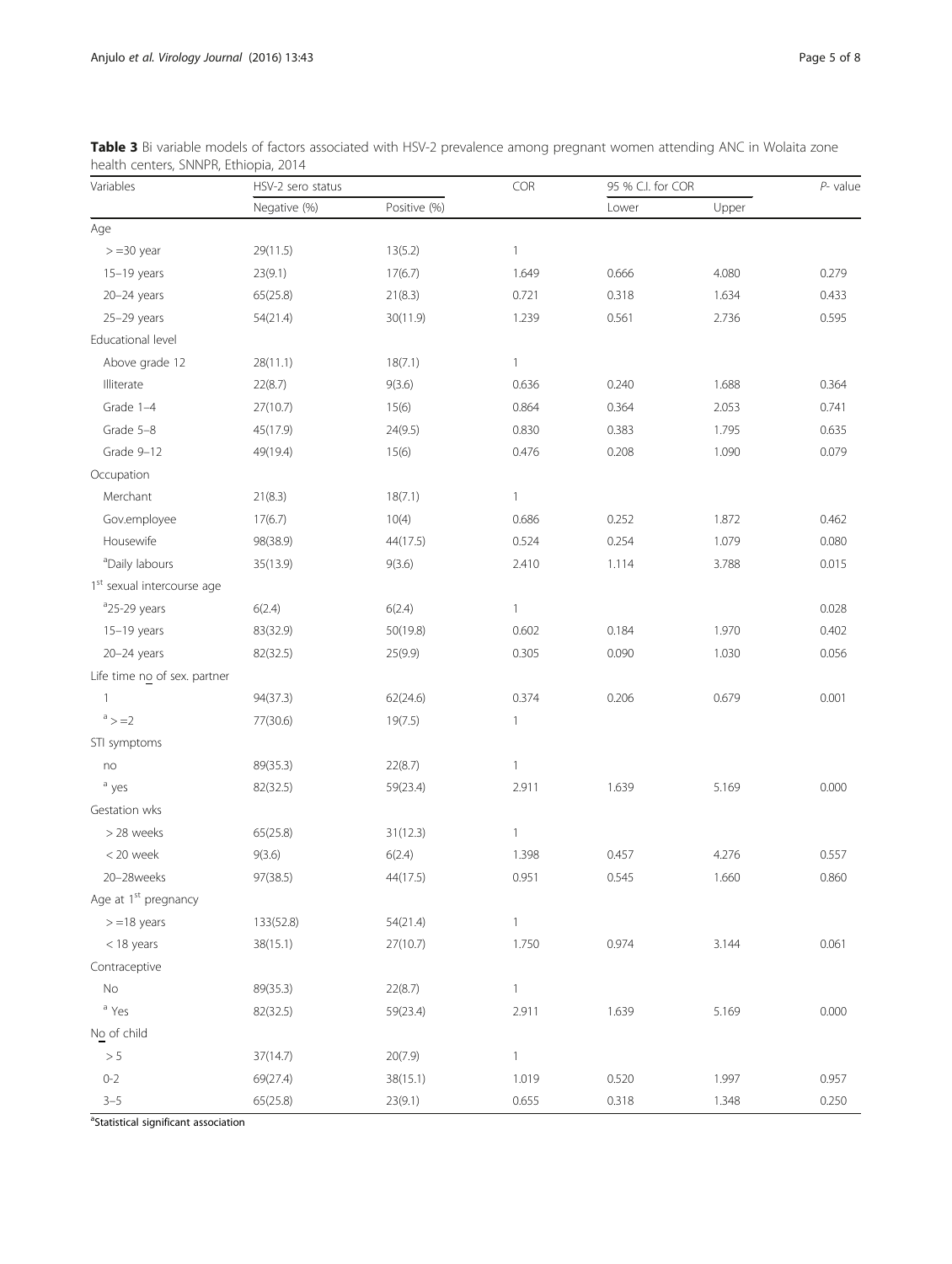**Table 3** Bi variable models of factors associated with HSV-2 prevalence among pregnant women attending ANC in Wolaita zone health centers, SNNPR, Ethiopia, 2014

| Variables | HSV-2 sero status | | COR | 95 % C.I. for COR | | *P*- value |
|---|---|---|---|---|---|---|
| | Negative (%) | Positive (%) | | Lower | Upper | |
| Age | | | | | | |
| > =30 year | 29(11.5) | 13(5.2) | 1 | | | |
| 15–19 years | 23(9.1) | 17(6.7) | 1.649 | 0.666 | 4.080 | 0.279 |
| 20–24 years | 65(25.8) | 21(8.3) | 0.721 | 0.318 | 1.634 | 0.433 |
| 25–29 years | 54(21.4) | 30(11.9) | 1.239 | 0.561 | 2.736 | 0.595 |
| Educational level | | | | | | |
| Above grade 12 | 28(11.1) | 18(7.1) | 1 | | | |
| Illiterate | 22(8.7) | 9(3.6) | 0.636 | 0.240 | 1.688 | 0.364 |
| Grade 1–4 | 27(10.7) | 15(6) | 0.864 | 0.364 | 2.053 | 0.741 |
| Grade 5–8 | 45(17.9) | 24(9.5) | 0.830 | 0.383 | 1.795 | 0.635 |
| Grade 9–12 | 49(19.4) | 15(6) | 0.476 | 0.208 | 1.090 | 0.079 |
| Occupation | | | | | | |
| Merchant | 21(8.3) | 18(7.1) | 1 | | | |
| Gov.employee | 17(6.7) | 10(4) | 0.686 | 0.252 | 1.872 | 0.462 |
| Housewife | 98(38.9) | 44(17.5) | 0.524 | 0.254 | 1.079 | 0.080 |
| [a]Daily labours | 35(13.9) | 9(3.6) | 2.410 | 1.114 | 3.788 | 0.015 |
| 1[st] sexual intercourse age | | | | | | |
| [a]25-29 years | 6(2.4) | 6(2.4) | 1 | | | 0.028 |
| 15–19 years | 83(32.9) | 50(19.8) | 0.602 | 0.184 | 1.970 | 0.402 |
| 20–24 years | 82(32.5) | 25(9.9) | 0.305 | 0.090 | 1.030 | 0.056 |
| Life time no of sex. partner | | | | | | |
| 1 | 94(37.3) | 62(24.6) | 0.374 | 0.206 | 0.679 | 0.001 |
| [a] > =2 | 77(30.6) | 19(7.5) | 1 | | | |
| STI symptoms | | | | | | |
| no | 89(35.3) | 22(8.7) | 1 | | | |
| [a] yes | 82(32.5) | 59(23.4) | 2.911 | 1.639 | 5.169 | 0.000 |
| Gestation wks | | | | | | |
| > 28 weeks | 65(25.8) | 31(12.3) | 1 | | | |
| < 20 week | 9(3.6) | 6(2.4) | 1.398 | 0.457 | 4.276 | 0.557 |
| 20–28weeks | 97(38.5) | 44(17.5) | 0.951 | 0.545 | 1.660 | 0.860 |
| Age at 1[st] pregnancy | | | | | | |
| > =18 years | 133(52.8) | 54(21.4) | 1 | | | |
| < 18 years | 38(15.1) | 27(10.7) | 1.750 | 0.974 | 3.144 | 0.061 |
| Contraceptive | | | | | | |
| No | 89(35.3) | 22(8.7) | 1 | | | |
| [a] Yes | 82(32.5) | 59(23.4) | 2.911 | 1.639 | 5.169 | 0.000 |
| No of child | | | | | | |
| > 5 | 37(14.7) | 20(7.9) | 1 | | | |
| 0-2 | 69(27.4) | 38(15.1) | 1.019 | 0.520 | 1.997 | 0.957 |
| 3–5 | 65(25.8) | 23(9.1) | 0.655 | 0.318 | 1.348 | 0.250 |

[a]Statistical significant association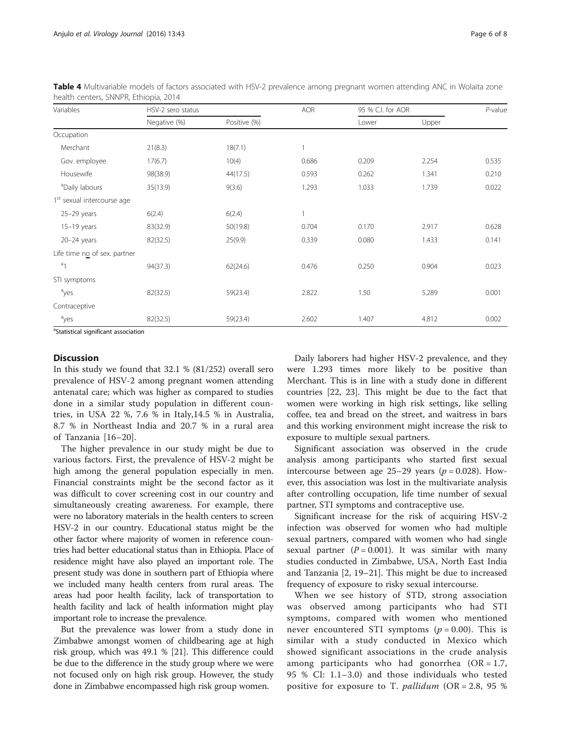**Table 4** Multivariable models of factors associated with HSV-2 prevalence among pregnant women attending ANC in Wolaita zone health centers, SNNPR, Ethiopia, 2014

| Variables | HSV-2 sero status | | AOR | 95 % C.I. for AOR | | P-value |
|---|---|---|---|---|---|---|
| | Negative (%) | Positive (%) | | Lower | Upper | |
| Occupation | | | | | | |
| Merchant | 21(8.3) | 18(7.1) | 1 | | | |
| Gov. employee | 17(6.7) | 10(4) | 0.686 | 0.209 | 2.254 | 0.535 |
| Housewife | 98(38.9) | 44(17.5) | 0.593 | 0.262 | 1.341 | 0.210 |
| [a]Daily labours | 35(13.9) | 9(3.6) | 1.293 | 1.033 | 1.739 | 0.022 |
| 1st sexual intercourse age | | | | | | |
| 25–29 years | 6(2.4) | 6(2.4) | 1 | | | |
| 15–19 years | 83(32.9) | 50(19.8) | 0.704 | 0.170 | 2.917 | 0.628 |
| 20–24 years | 82(32.5) | 25(9.9) | 0.339 | 0.080 | 1.433 | 0.141 |
| Life time no of sex. partner | | | | | | |
| [a]1 | 94(37.3) | 62(24.6) | 0.476 | 0.250 | 0.904 | 0.023 |
| STI symptoms | | | | | | |
| [a]yes | 82(32.5) | 59(23.4) | 2.822 | 1.50 | 5.289 | 0.001 |
| Contraceptive | | | | | | |
| [a]yes | 82(32.5) | 59(23.4) | 2.602 | 1.407 | 4.812 | 0.002 |

[a]Statistical significant association

## Discussion

In this study we found that 32.1 % (81/252) overall sero prevalence of HSV-2 among pregnant women attending antenatal care; which was higher as compared to studies done in a similar study population in different countries, in USA 22 %, 7.6 % in Italy,14.5 % in Australia, 8.7 % in Northeast India and 20.7 % in a rural area of Tanzania [16–20].

The higher prevalence in our study might be due to various factors. First, the prevalence of HSV-2 might be high among the general population especially in men. Financial constraints might be the second factor as it was difficult to cover screening cost in our country and simultaneously creating awareness. For example, there were no laboratory materials in the health centers to screen HSV-2 in our country. Educational status might be the other factor where majority of women in reference countries had better educational status than in Ethiopia. Place of residence might have also played an important role. The present study was done in southern part of Ethiopia where we included many health centers from rural areas. The areas had poor health facility, lack of transportation to health facility and lack of health information might play important role to increase the prevalence.

But the prevalence was lower from a study done in Zimbabwe amongst women of childbearing age at high risk group, which was 49.1 % [21]. This difference could be due to the difference in the study group where we were not focused only on high risk group. However, the study done in Zimbabwe encompassed high risk group women.

Daily laborers had higher HSV-2 prevalence, and they were 1.293 times more likely to be positive than Merchant. This is in line with a study done in different countries [22, 23]. This might be due to the fact that women were working in high risk settings, like selling coffee, tea and bread on the street, and waitress in bars and this working environment might increase the risk to exposure to multiple sexual partners.

Significant association was observed in the crude analysis among participants who started first sexual intercourse between age 25–29 years ($p = 0.028$). However, this association was lost in the multivariate analysis after controlling occupation, life time number of sexual partner, STI symptoms and contraceptive use.

Significant increase for the risk of acquiring HSV-2 infection was observed for women who had multiple sexual partners, compared with women who had single sexual partner ($P = 0.001$). It was similar with many studies conducted in Zimbabwe, USA, North East India and Tanzania [2, 19–21]. This might be due to increased frequency of exposure to risky sexual intercourse.

When we see history of STD, strong association was observed among participants who had STI symptoms, compared with women who mentioned never encountered STI symptoms ($p = 0.00$). This is similar with a study conducted in Mexico which showed significant associations in the crude analysis among participants who had gonorrhea (OR = 1.7, 95 % CI: 1.1–3.0) and those individuals who tested positive for exposure to T. *pallidum* (OR = 2.8, 95 %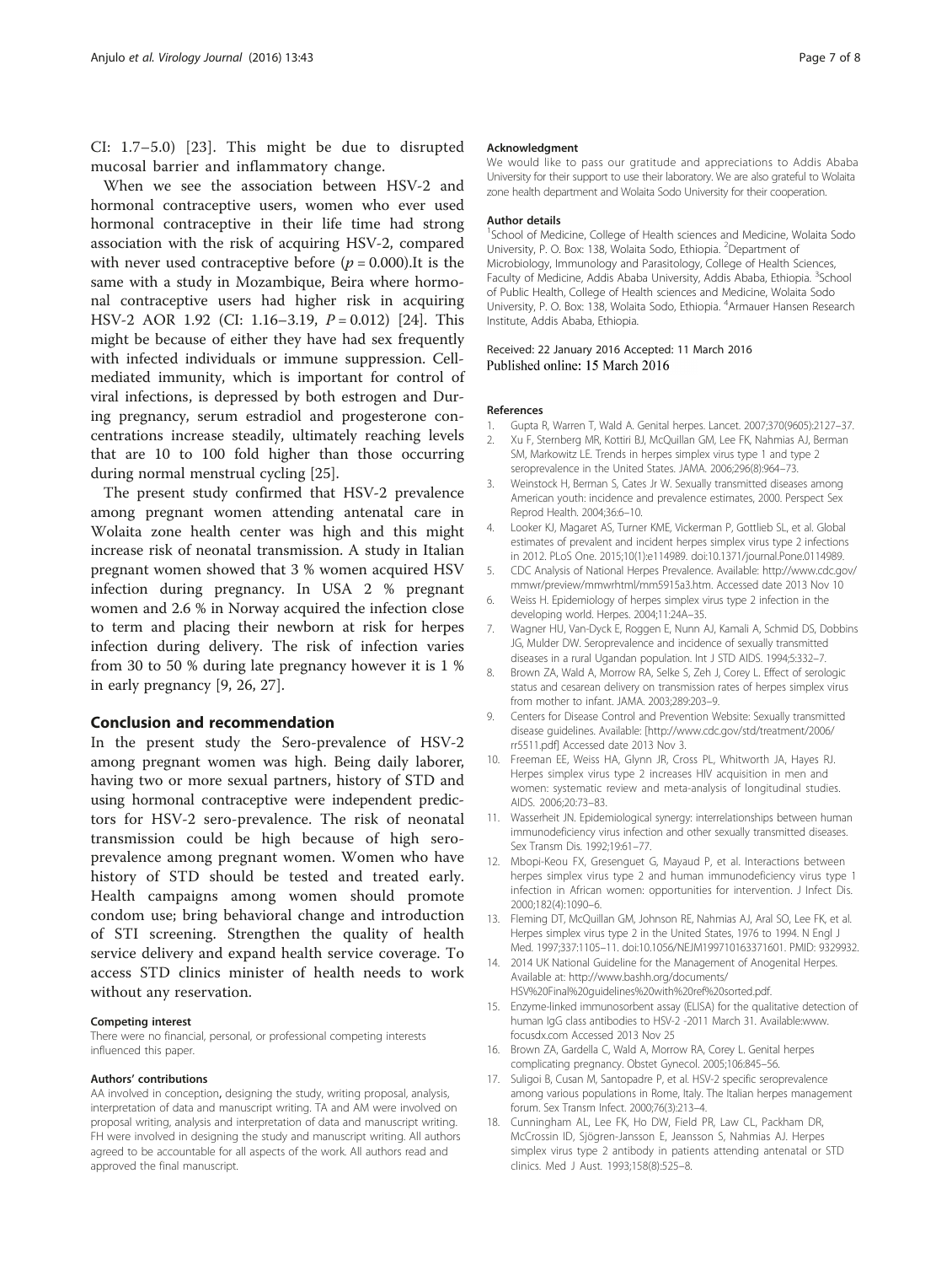CI: 1.7–5.0) [23]. This might be due to disrupted mucosal barrier and inflammatory change.

When we see the association between HSV-2 and hormonal contraceptive users, women who ever used hormonal contraceptive in their life time had strong association with the risk of acquiring HSV-2, compared with never used contraceptive before ($p = 0.000$).It is the same with a study in Mozambique, Beira where hormonal contraceptive users had higher risk in acquiring HSV-2 AOR 1.92 (CI: 1.16–3.19, $P = 0.012$) [24]. This might be because of either they have had sex frequently with infected individuals or immune suppression. Cell-mediated immunity, which is important for control of viral infections, is depressed by both estrogen and During pregnancy, serum estradiol and progesterone concentrations increase steadily, ultimately reaching levels that are 10 to 100 fold higher than those occurring during normal menstrual cycling [25].

The present study confirmed that HSV-2 prevalence among pregnant women attending antenatal care in Wolaita zone health center was high and this might increase risk of neonatal transmission. A study in Italian pregnant women showed that 3 % women acquired HSV infection during pregnancy. In USA 2 % pregnant women and 2.6 % in Norway acquired the infection close to term and placing their newborn at risk for herpes infection during delivery. The risk of infection varies from 30 to 50 % during late pregnancy however it is 1 % in early pregnancy [9, 26, 27].

## Conclusion and recommendation

In the present study the Sero-prevalence of HSV-2 among pregnant women was high. Being daily laborer, having two or more sexual partners, history of STD and using hormonal contraceptive were independent predictors for HSV-2 sero-prevalence. The risk of neonatal transmission could be high because of high sero-prevalence among pregnant women. Women who have history of STD should be tested and treated early. Health campaigns among women should promote condom use; bring behavioral change and introduction of STI screening. Strengthen the quality of health service delivery and expand health service coverage. To access STD clinics minister of health needs to work without any reservation.

#### Competing interest

There were no financial, personal, or professional competing interests influenced this paper.

#### Authors' contributions

AA involved in conception, designing the study, writing proposal, analysis, interpretation of data and manuscript writing. TA and AM were involved on proposal writing, analysis and interpretation of data and manuscript writing. FH were involved in designing the study and manuscript writing. All authors agreed to be accountable for all aspects of the work. All authors read and approved the final manuscript.

#### Acknowledgment

We would like to pass our gratitude and appreciations to Addis Ababa University for their support to use their laboratory. We are also grateful to Wolaita zone health department and Wolaita Sodo University for their cooperation.

#### Author details

[1]School of Medicine, College of Health sciences and Medicine, Wolaita Sodo University, P. O. Box: 138, Wolaita Sodo, Ethiopia. [2]Department of Microbiology, Immunology and Parasitology, College of Health Sciences, Faculty of Medicine, Addis Ababa University, Addis Ababa, Ethiopia. [3]School of Public Health, College of Health sciences and Medicine, Wolaita Sodo University, P. O. Box: 138, Wolaita Sodo, Ethiopia. [4]Armauer Hansen Research Institute, Addis Ababa, Ethiopia.

Received: 22 January 2016 Accepted: 11 March 2016
Published online: 15 March 2016

#### References

1. Gupta R, Warren T, Wald A. Genital herpes. Lancet. 2007;370(9605):2127–37.
2. Xu F, Sternberg MR, Kottiri BJ, McQuillan GM, Lee FK, Nahmias AJ, Berman SM, Markowitz LE. Trends in herpes simplex virus type 1 and type 2 seroprevalence in the United States. JAMA. 2006;296(8):964–73.
3. Weinstock H, Berman S, Cates Jr W. Sexually transmitted diseases among American youth: incidence and prevalence estimates, 2000. Perspect Sex Reprod Health. 2004;36:6–10.
4. Looker KJ, Magaret AS, Turner KME, Vickerman P, Gottlieb SL, et al. Global estimates of prevalent and incident herpes simplex virus type 2 infections in 2012. PLoS One. 2015;10(1):e114989. doi:10.1371/journal.Pone.0114989.
5. CDC Analysis of National Herpes Prevalence. Available: http://www.cdc.gov/mmwr/preview/mmwrhtml/mm5915a3.htm. Accessed date 2013 Nov 10
6. Weiss H. Epidemiology of herpes simplex virus type 2 infection in the developing world. Herpes. 2004;11:24A–35.
7. Wagner HU, Van-Dyck E, Roggen E, Nunn AJ, Kamali A, Schmid DS, Dobbins JG, Mulder DW. Seroprevalence and incidence of sexually transmitted diseases in a rural Ugandan population. Int J STD AIDS. 1994;5:332–7.
8. Brown ZA, Wald A, Morrow RA, Selke S, Zeh J, Corey L. Effect of serologic status and cesarean delivery on transmission rates of herpes simplex virus from mother to infant. JAMA. 2003;289:203–9.
9. Centers for Disease Control and Prevention Website: Sexually transmitted disease guidelines. Available: [http://www.cdc.gov/std/treatment/2006/rr5511.pdf] Accessed date 2013 Nov 3.
10. Freeman EE, Weiss HA, Glynn JR, Cross PL, Whitworth JA, Hayes RJ. Herpes simplex virus type 2 increases HIV acquisition in men and women: systematic review and meta-analysis of longitudinal studies. AIDS. 2006;20:73–83.
11. Wasserheit JN. Epidemiological synergy: interrelationships between human immunodeficiency virus infection and other sexually transmitted diseases. Sex Transm Dis. 1992;19:61–77.
12. Mbopi-Keou FX, Gresenguet G, Mayaud P, et al. Interactions between herpes simplex virus type 2 and human immunodeficiency virus type 1 infection in African women: opportunities for intervention. J Infect Dis. 2000;182(4):1090–6.
13. Fleming DT, McQuillan GM, Johnson RE, Nahmias AJ, Aral SO, Lee FK, et al. Herpes simplex virus type 2 in the United States, 1976 to 1994. N Engl J Med. 1997;337:1105–11. doi:10.1056/NEJM199710163371601. PMID: 9329932.
14. 2014 UK National Guideline for the Management of Anogenital Herpes. Available at: http://www.bashh.org/documents/HSV%20Final%20guidelines%20with%20ref%20sorted.pdf.
15. Enzyme-linked immunosorbent assay (ELISA) for the qualitative detection of human IgG class antibodies to HSV-2 -2011 March 31. Available:www.focusdx.com Accessed 2013 Nov 25
16. Brown ZA, Gardella C, Wald A, Morrow RA, Corey L. Genital herpes complicating pregnancy. Obstet Gynecol. 2005;106:845–56.
17. Suligoi B, Cusan M, Santopadre P, et al. HSV-2 specific seroprevalence among various populations in Rome, Italy. The Italian herpes management forum. Sex Transm Infect. 2000;76(3):213–4.
18. Cunningham AL, Lee FK, Ho DW, Field PR, Law CL, Packham DR, McCrossin ID, Sjögren-Jansson E, Jeansson S, Nahmias AJ. Herpes simplex virus type 2 antibody in patients attending antenatal or STD clinics. Med J Aust. 1993;158(8):525–8.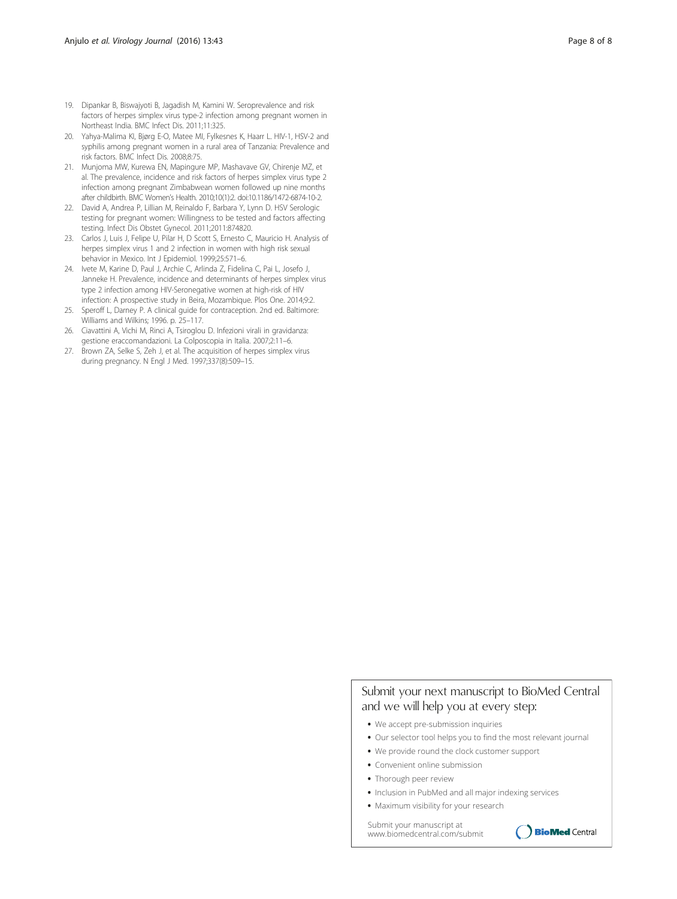19. Dipankar B, Biswajyoti B, Jagadish M, Kamini W. Seroprevalence and risk factors of herpes simplex virus type-2 infection among pregnant women in Northeast India. BMC Infect Dis. 2011;11:325.
20. Yahya-Malima KI, Bjørg E-O, Matee MI, Fylkesnes K, Haarr L. HIV-1, HSV-2 and syphilis among pregnant women in a rural area of Tanzania: Prevalence and risk factors. BMC Infect Dis. 2008;8:75.
21. Munjoma MW, Kurewa EN, Mapingure MP, Mashavave GV, Chirenje MZ, et al. The prevalence, incidence and risk factors of herpes simplex virus type 2 infection among pregnant Zimbabwean women followed up nine months after childbirth. BMC Women's Health. 2010;10(1):2. doi:10.1186/1472-6874-10-2.
22. David A, Andrea P, Lillian M, Reinaldo F, Barbara Y, Lynn D. HSV Serologic testing for pregnant women: Willingness to be tested and factors affecting testing. Infect Dis Obstet Gynecol. 2011;2011:874820.
23. Carlos J, Luis J, Felipe U, Pilar H, D Scott S, Ernesto C, Mauricio H. Analysis of herpes simplex virus 1 and 2 infection in women with high risk sexual behavior in Mexico. Int J Epidemiol. 1999;25:571–6.
24. Ivete M, Karine D, Paul J, Archie C, Arlinda Z, Fidelina C, Pai L, Josefo J, Janneke H. Prevalence, incidence and determinants of herpes simplex virus type 2 infection among HIV-Seronegative women at high-risk of HIV infection: A prospective study in Beira, Mozambique. Plos One. 2014;9:2.
25. Speroff L, Darney P. A clinical guide for contraception. 2nd ed. Baltimore: Williams and Wilkins; 1996. p. 25–117.
26. Ciavattini A, Vichi M, Rinci A, Tsiroglou D. Infezioni virali in gravidanza: gestione eraccomandazioni. La Colposcopia in Italia. 2007;2:11–6.
27. Brown ZA, Selke S, Zeh J, et al. The acquisition of herpes simplex virus during pregnancy. N Engl J Med. 1997;337(8):509–15.

Submit your next manuscript to BioMed Central and we will help you at every step:

- We accept pre-submission inquiries
- Our selector tool helps you to find the most relevant journal
- We provide round the clock customer support
- Convenient online submission
- Thorough peer review
- Inclusion in PubMed and all major indexing services
- Maximum visibility for your research

Submit your manuscript at www.biomedcentral.com/submit

BioMed Central